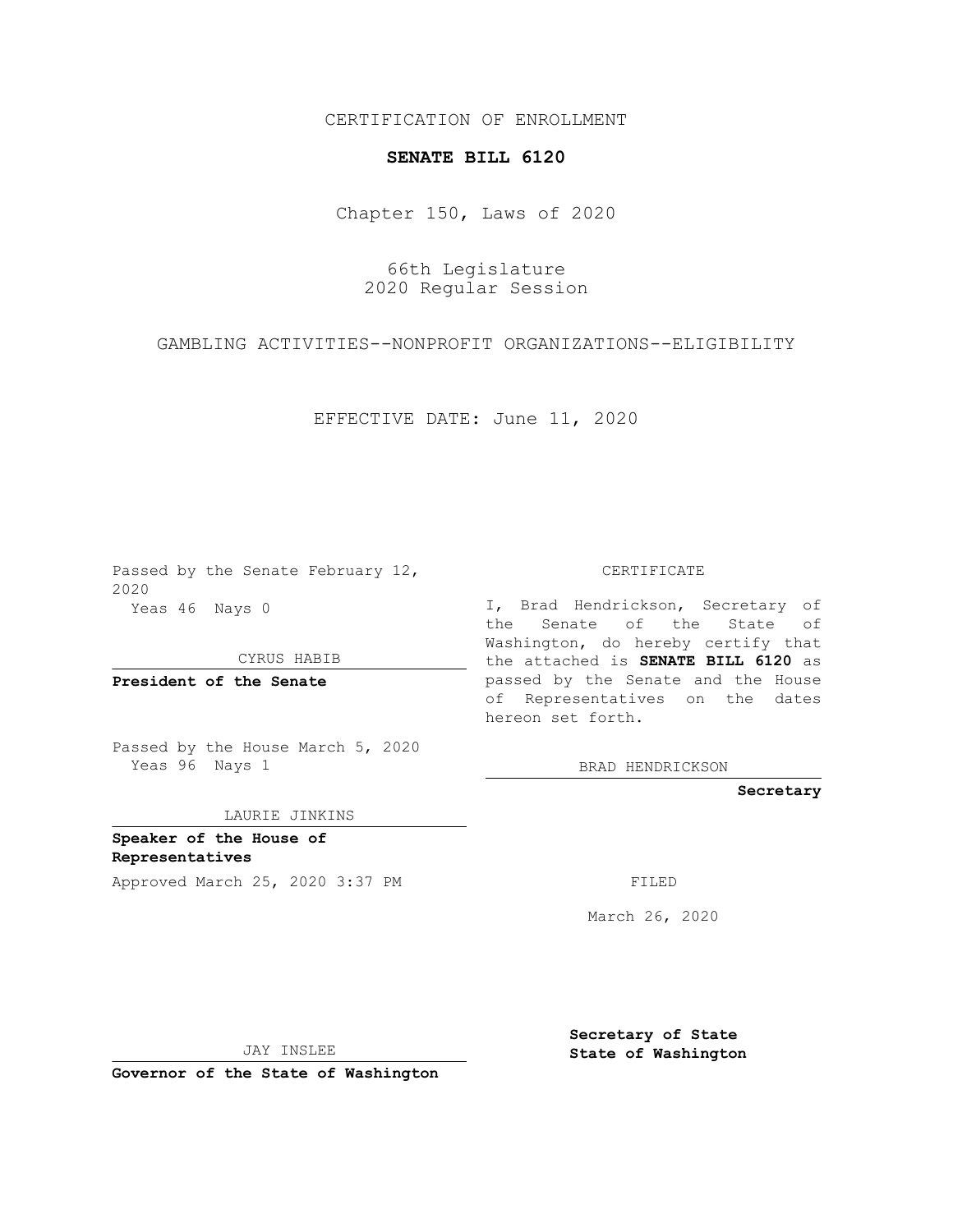CERTIFICATION OF ENROLLMENT

**SENATE BILL 6120**

Chapter 150, Laws of 2020

66th Legislature
2020 Regular Session

GAMBLING ACTIVITIES--NONPROFIT ORGANIZATIONS--ELIGIBILITY

EFFECTIVE DATE: June 11, 2020

Passed by the Senate February 12, 2020
Yeas 46 Nays 0

CYRUS HABIB

**President of the Senate**

Passed by the House March 5, 2020
Yeas 96 Nays 1

LAURIE JINKINS

**Speaker of the House of Representatives**

Approved March 25, 2020 3:37 PM

JAY INSLEE

**Governor of the State of Washington**

CERTIFICATE

I, Brad Hendrickson, Secretary of the Senate of the State of Washington, do hereby certify that the attached is **SENATE BILL 6120** as passed by the Senate and the House of Representatives on the dates hereon set forth.

BRAD HENDRICKSON

**Secretary**

FILED

March 26, 2020

**Secretary of State**
**State of Washington**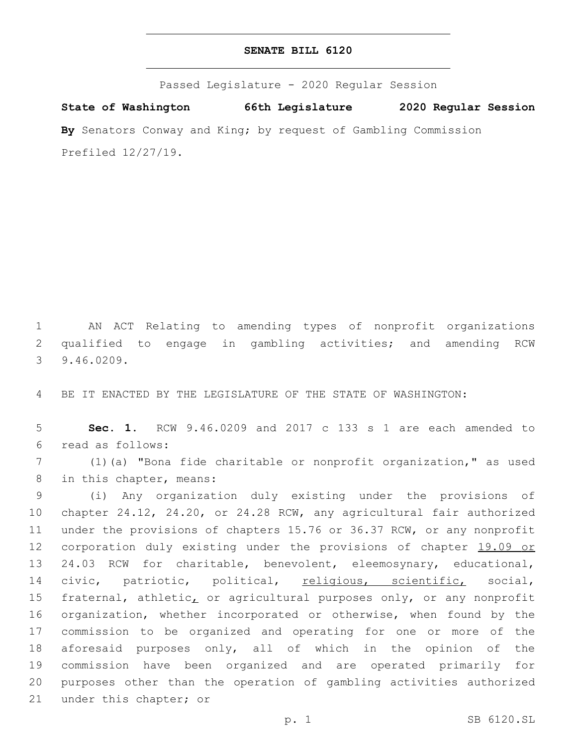# SENATE BILL 6120

Passed Legislature - 2020 Regular Session

**State of Washington 66th Legislature 2020 Regular Session**

**By** Senators Conway and King; by request of Gambling Commission

Prefiled 12/27/19.

AN ACT Relating to amending types of nonprofit organizations qualified to engage in gambling activities; and amending RCW 9.46.0209.

BE IT ENACTED BY THE LEGISLATURE OF THE STATE OF WASHINGTON:

**Sec. 1.** RCW 9.46.0209 and 2017 c 133 s 1 are each amended to read as follows:

(1)(a) "Bona fide charitable or nonprofit organization," as used in this chapter, means:

(i) Any organization duly existing under the provisions of chapter 24.12, 24.20, or 24.28 RCW, any agricultural fair authorized under the provisions of chapters 15.76 or 36.37 RCW, or any nonprofit corporation duly existing under the provisions of chapter <u>19.09 or</u> 24.03 RCW for charitable, benevolent, eleemosynary, educational, civic, patriotic, political, <u>religious, scientific,</u> social, fraternal, athletic<u>,</u> or agricultural purposes only, or any nonprofit organization, whether incorporated or otherwise, when found by the commission to be organized and operating for one or more of the aforesaid purposes only, all of which in the opinion of the commission have been organized and are operated primarily for purposes other than the operation of gambling activities authorized under this chapter; or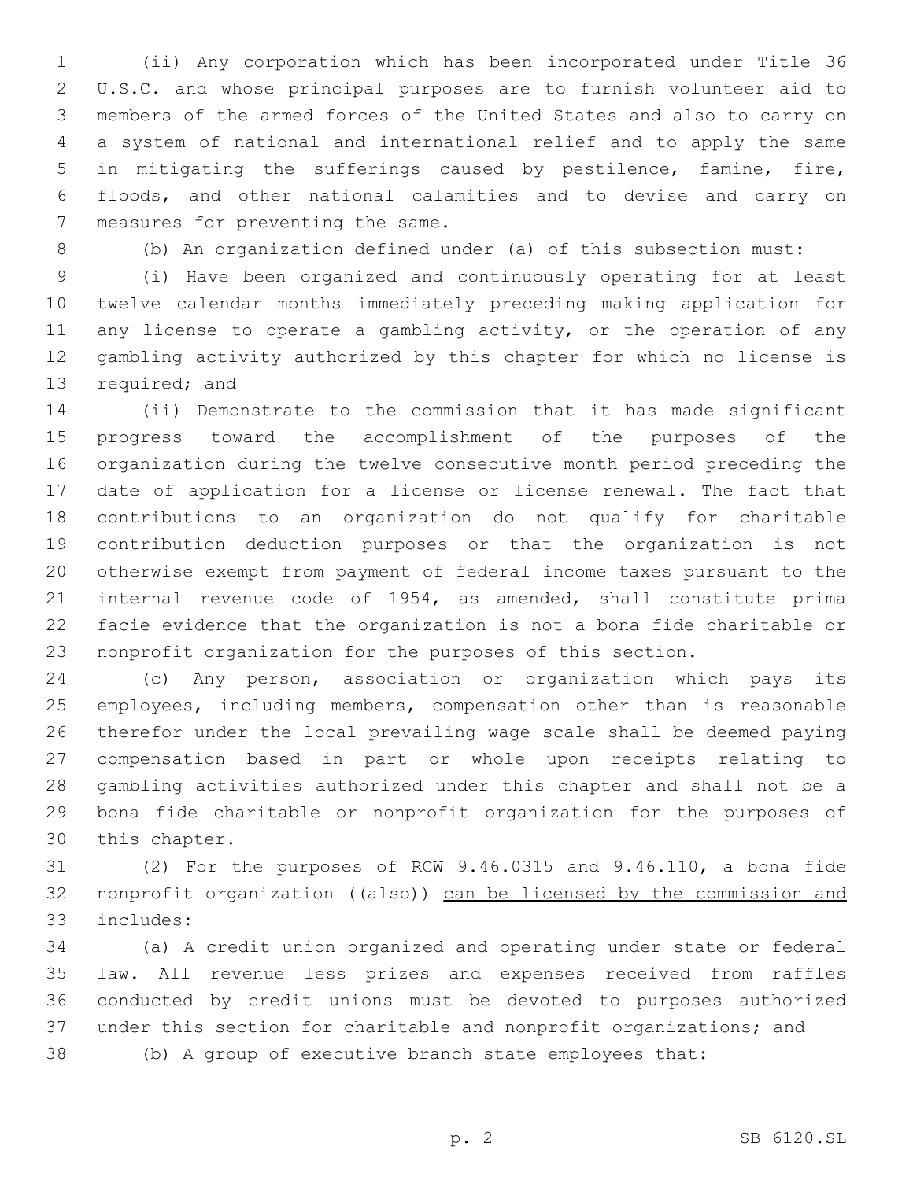(ii) Any corporation which has been incorporated under Title 36 U.S.C. and whose principal purposes are to furnish volunteer aid to members of the armed forces of the United States and also to carry on a system of national and international relief and to apply the same in mitigating the sufferings caused by pestilence, famine, fire, floods, and other national calamities and to devise and carry on measures for preventing the same.

(b) An organization defined under (a) of this subsection must:

(i) Have been organized and continuously operating for at least twelve calendar months immediately preceding making application for any license to operate a gambling activity, or the operation of any gambling activity authorized by this chapter for which no license is required; and

(ii) Demonstrate to the commission that it has made significant progress toward the accomplishment of the purposes of the organization during the twelve consecutive month period preceding the date of application for a license or license renewal. The fact that contributions to an organization do not qualify for charitable contribution deduction purposes or that the organization is not otherwise exempt from payment of federal income taxes pursuant to the internal revenue code of 1954, as amended, shall constitute prima facie evidence that the organization is not a bona fide charitable or nonprofit organization for the purposes of this section.

(c) Any person, association or organization which pays its employees, including members, compensation other than is reasonable therefor under the local prevailing wage scale shall be deemed paying compensation based in part or whole upon receipts relating to gambling activities authorized under this chapter and shall not be a bona fide charitable or nonprofit organization for the purposes of this chapter.

(2) For the purposes of RCW 9.46.0315 and 9.46.110, a bona fide nonprofit organization ((~~also~~)) <u>can be licensed by the commission and</u> includes:

(a) A credit union organized and operating under state or federal law. All revenue less prizes and expenses received from raffles conducted by credit unions must be devoted to purposes authorized under this section for charitable and nonprofit organizations; and

(b) A group of executive branch state employees that: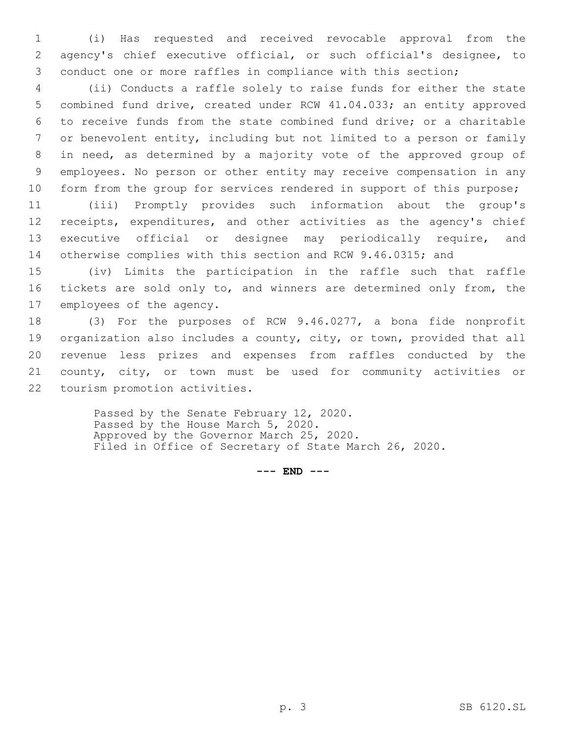(i) Has requested and received revocable approval from the agency's chief executive official, or such official's designee, to conduct one or more raffles in compliance with this section;

(ii) Conducts a raffle solely to raise funds for either the state combined fund drive, created under RCW 41.04.033; an entity approved to receive funds from the state combined fund drive; or a charitable or benevolent entity, including but not limited to a person or family in need, as determined by a majority vote of the approved group of employees. No person or other entity may receive compensation in any form from the group for services rendered in support of this purpose;

(iii) Promptly provides such information about the group's receipts, expenditures, and other activities as the agency's chief executive official or designee may periodically require, and otherwise complies with this section and RCW 9.46.0315; and

(iv) Limits the participation in the raffle such that raffle tickets are sold only to, and winners are determined only from, the employees of the agency.

(3) For the purposes of RCW 9.46.0277, a bona fide nonprofit organization also includes a county, city, or town, provided that all revenue less prizes and expenses from raffles conducted by the county, city, or town must be used for community activities or tourism promotion activities.

Passed by the Senate February 12, 2020.
Passed by the House March 5, 2020.
Approved by the Governor March 25, 2020.
Filed in Office of Secretary of State March 26, 2020.

**--- END ---**